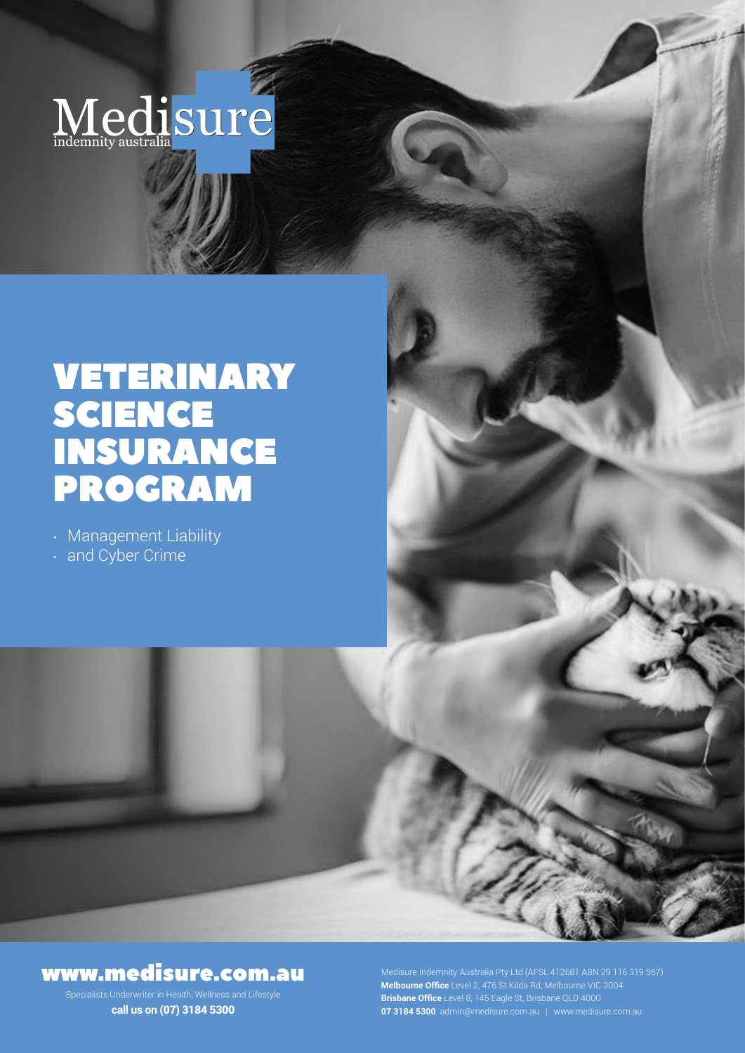Medisure
indemnity australia

# VETERINARY SCIENCE INSURANCE PROGRAM

- Management Liability
- and Cyber Crime

**www.medisure.com.au**

Specialists Underwriter in Health, Wellness and Lifestyle

**call us on (07) 3184 5300**

Medisure Indemnity Australia Pty Ltd (AFSL 412681 ABN 29 116 319 567)
**Melbourne Office** Level 2, 476 St Kilda Rd, Melbourne VIC 3004
**Brisbane Office** Level 8, 145 Eagle St, Brisbane QLD 4000
**07 3184 5300** admin@medisure.com.au | www.medisure.com.au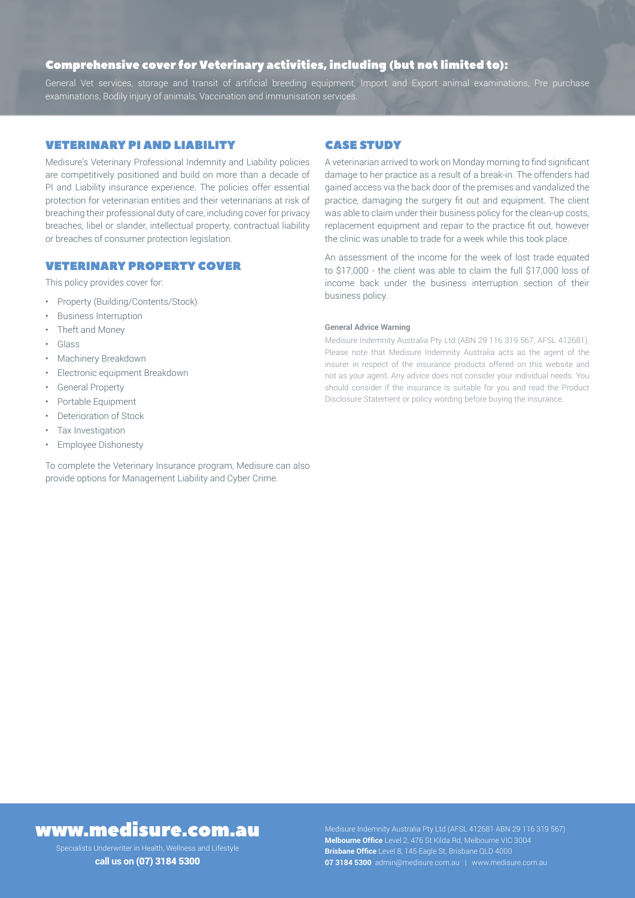## Comprehensive cover for Veterinary activities, including (but not limited to):

General Vet services, storage and transit of artificial breeding equipment, Import and Export animal examinations, Pre purchase examinations, Bodily injury of animals, Vaccination and immunisation services.

## VETERINARY PI AND LIABILITY

Medisure's Veterinary Professional Indemnity and Liability policies are competitively positioned and build on more than a decade of PI and Liability insurance experience. The policies offer essential protection for veterinarian entities and their veterinarians at risk of breaching their professional duty of care, including cover for privacy breaches, libel or slander, intellectual property, contractual liability or breaches of consumer protection legislation.

## VETERINARY PROPERTY COVER

This policy provides cover for:

- Property (Building/Contents/Stock)
- Business Interruption
- Theft and Money
- Glass
- Machinery Breakdown
- Electronic equipment Breakdown
- General Property
- Portable Equipment
- Deterioration of Stock
- Tax Investigation
- Employee Dishonesty

To complete the Veterinary Insurance program, Medisure can also provide options for Management Liability and Cyber Crime.

## CASE STUDY

A veterinarian arrived to work on Monday morning to find significant damage to her practice as a result of a break-in. The offenders had gained access via the back door of the premises and vandalized the practice, damaging the surgery fit out and equipment. The client was able to claim under their business policy for the clean-up costs, replacement equipment and repair to the practice fit out, however the clinic was unable to trade for a week while this took place.

An assessment of the income for the week of lost trade equated to $17,000 - the client was able to claim the full $17,000 loss of income back under the business interruption section of their business policy.

**General Advice Warning**

Medisure Indemnity Australia Pty Ltd (ABN 29 116 319 567; AFSL 412681). Please note that Medisure Indemnity Australia acts as the agent of the insurer in respect of the insurance products offered on this website and not as your agent. Any advice does not consider your individual needs. You should consider if the insurance is suitable for you and read the Product Disclosure Statement or policy wording before buying the insurance.

**www.medisure.com.au**

Specialists Underwriter in Health, Wellness and Lifestyle

**call us on (07) 3184 5300**

Medisure Indemnity Australia Pty Ltd (AFSL 412681 ABN 29 116 319 567)
**Melbourne Office** Level 2, 476 St Kilda Rd, Melbourne VIC 3004
**Brisbane Office** Level 8, 145 Eagle St, Brisbane QLD 4000
**07 3184 5300** admin@medisure.com.au | www.medisure.com.au